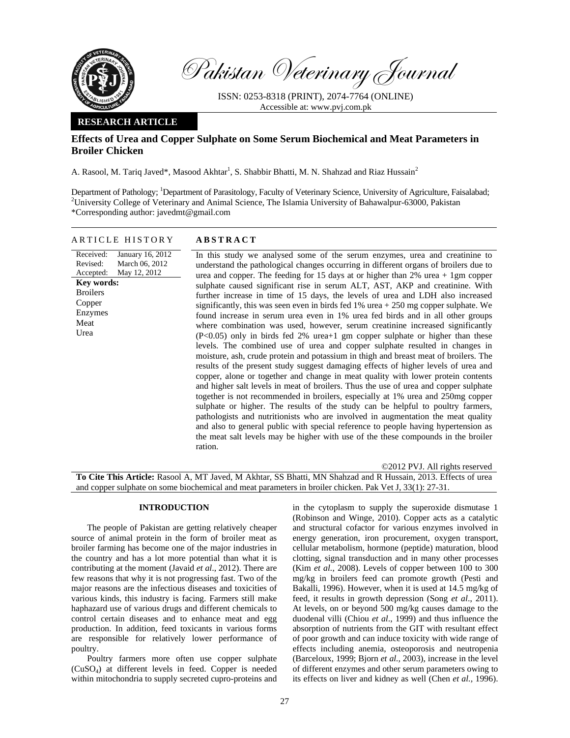Pakistan Veterinary Journal

ISSN: 0253-8318 (PRINT), 2074-7764 (ONLINE)
Accessible at: www.pvj.com.pk

**RESEARCH ARTICLE**

# Effects of Urea and Copper Sulphate on Some Serum Biochemical and Meat Parameters in Broiler Chicken

A. Rasool, M. Tariq Javed*, Masood Akhtar[1], S. Shabbir Bhatti, M. N. Shahzad and Riaz Hussain[2]

Department of Pathology; [1]Department of Parasitology, Faculty of Veterinary Science, University of Agriculture, Faisalabad; [2]University College of Veterinary and Animal Science, The Islamia University of Bahawalpur-63000, Pakistan
*Corresponding author: javedmt@gmail.com

## ARTICLE HISTORY

Received: January 16, 2012
Revised: March 06, 2012
Accepted: May 12, 2012

**Key words:**
Broilers
Copper
Enzymes
Meat
Urea

## ABSTRACT

In this study we analysed some of the serum enzymes, urea and creatinine to understand the pathological changes occurring in different organs of broilers due to urea and copper. The feeding for 15 days at or higher than 2% urea + 1gm copper sulphate caused significant rise in serum ALT, AST, AKP and creatinine. With further increase in time of 15 days, the levels of urea and LDH also increased significantly, this was seen even in birds fed 1% urea + 250 mg copper sulphate. We found increase in serum urea even in 1% urea fed birds and in all other groups where combination was used, however, serum creatinine increased significantly ($P<0.05$) only in birds fed 2% urea+1 gm copper sulphate or higher than these levels. The combined use of urea and copper sulphate resulted in changes in moisture, ash, crude protein and potassium in thigh and breast meat of broilers. The results of the present study suggest damaging effects of higher levels of urea and copper, alone or together and change in meat quality with lower protein contents and higher salt levels in meat of broilers. Thus the use of urea and copper sulphate together is not recommended in broilers, especially at 1% urea and 250mg copper sulphate or higher. The results of the study can be helpful to poultry farmers, pathologists and nutritionists who are involved in augmentation the meat quality and also to general public with special reference to people having hypertension as the meat salt levels may be higher with use of the these compounds in the broiler ration.

©2012 PVJ. All rights reserved

**To Cite This Article:** Rasool A, MT Javed, M Akhtar, SS Bhatti, MN Shahzad and R Hussain, 2013. Effects of urea and copper sulphate on some biochemical and meat parameters in broiler chicken. Pak Vet J, 33(1): 27-31.

## INTRODUCTION

The people of Pakistan are getting relatively cheaper source of animal protein in the form of broiler meat as broiler farming has become one of the major industries in the country and has a lot more potential than what it is contributing at the moment (Javaid *et al*., 2012). There are few reasons that why it is not progressing fast. Two of the major reasons are the infectious diseases and toxicities of various kinds, this industry is facing. Farmers still make haphazard use of various drugs and different chemicals to control certain diseases and to enhance meat and egg production. In addition, feed toxicants in various forms are responsible for relatively lower performance of poultry.

Poultry farmers more often use copper sulphate ($CuSO_4$) at different levels in feed. Copper is needed within mitochondria to supply secreted cupro-proteins and in the cytoplasm to supply the superoxide dismutase 1 (Robinson and Winge, 2010). Copper acts as a catalytic and structural cofactor for various enzymes involved in energy generation, iron procurement, oxygen transport, cellular metabolism, hormone (peptide) maturation, blood clotting, signal transduction and in many other processes (Kim *et al.*, 2008). Levels of copper between 100 to 300 mg/kg in broilers feed can promote growth (Pesti and Bakalli, 1996). However, when it is used at 14.5 mg/kg of feed, it results in growth depression (Song *et al*., 2011). At levels, on or beyond 500 mg/kg causes damage to the duodenal villi (Chiou *et al*., 1999) and thus influence the absorption of nutrients from the GIT with resultant effect of poor growth and can induce toxicity with wide range of effects including anemia, osteoporosis and neutropenia (Barceloux, 1999; Bjorn *et al.,* 2003), increase in the level of different enzymes and other serum parameters owing to its effects on liver and kidney as well (Chen *et al.,* 1996).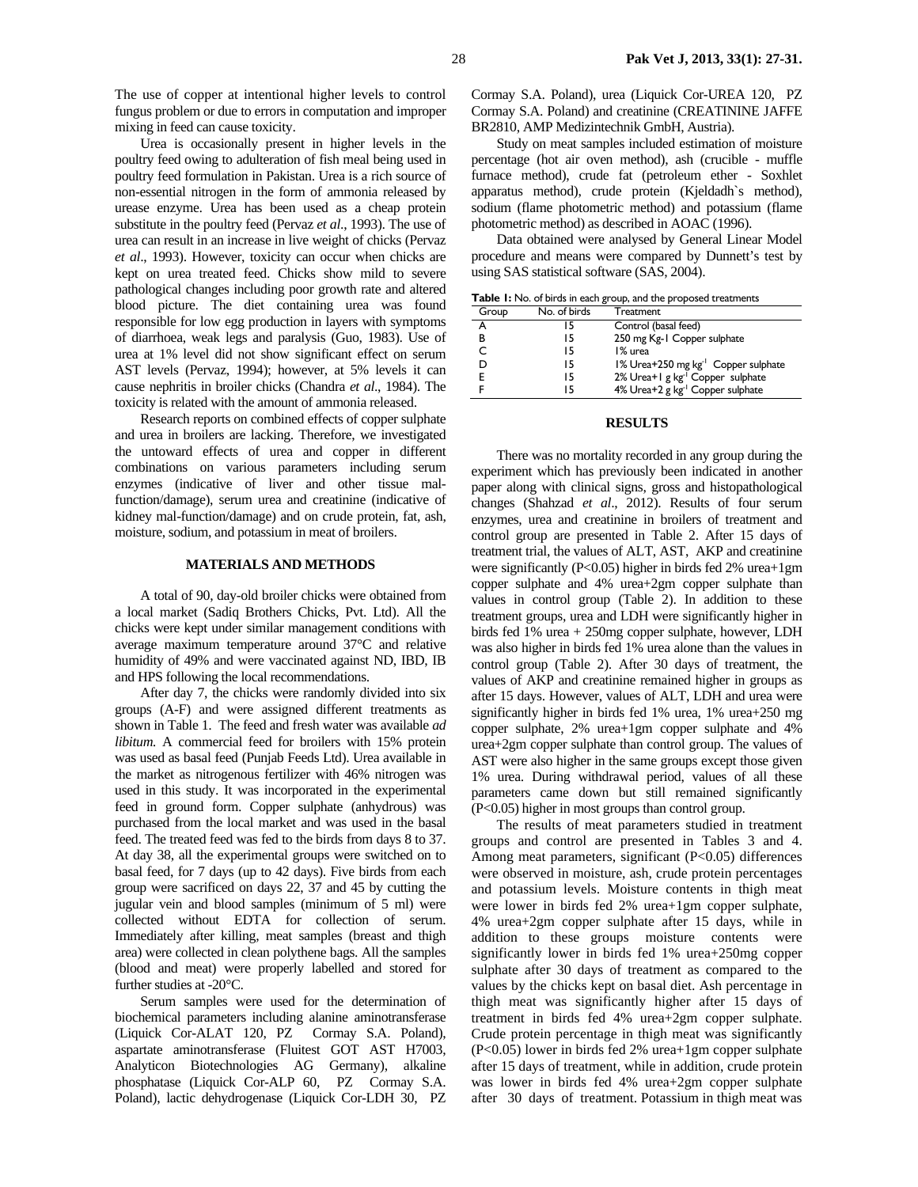The use of copper at intentional higher levels to control fungus problem or due to errors in computation and improper mixing in feed can cause toxicity.

Urea is occasionally present in higher levels in the poultry feed owing to adulteration of fish meal being used in poultry feed formulation in Pakistan. Urea is a rich source of non-essential nitrogen in the form of ammonia released by urease enzyme. Urea has been used as a cheap protein substitute in the poultry feed (Pervaz *et al*., 1993). The use of urea can result in an increase in live weight of chicks (Pervaz *et al*., 1993). However, toxicity can occur when chicks are kept on urea treated feed. Chicks show mild to severe pathological changes including poor growth rate and altered blood picture. The diet containing urea was found responsible for low egg production in layers with symptoms of diarrhoea, weak legs and paralysis (Guo, 1983). Use of urea at 1% level did not show significant effect on serum AST levels (Pervaz, 1994); however, at 5% levels it can cause nephritis in broiler chicks (Chandra *et al*., 1984). The toxicity is related with the amount of ammonia released.

Research reports on combined effects of copper sulphate and urea in broilers are lacking. Therefore, we investigated the untoward effects of urea and copper in different combinations on various parameters including serum enzymes (indicative of liver and other tissue mal-function/damage), serum urea and creatinine (indicative of kidney mal-function/damage) and on crude protein, fat, ash, moisture, sodium, and potassium in meat of broilers.

## MATERIALS AND METHODS

A total of 90, day-old broiler chicks were obtained from a local market (Sadiq Brothers Chicks, Pvt. Ltd). All the chicks were kept under similar management conditions with average maximum temperature around 37°C and relative humidity of 49% and were vaccinated against ND, IBD, IB and HPS following the local recommendations.

After day 7, the chicks were randomly divided into six groups (A-F) and were assigned different treatments as shown in Table 1. The feed and fresh water was available *ad libitum.* A commercial feed for broilers with 15% protein was used as basal feed (Punjab Feeds Ltd). Urea available in the market as nitrogenous fertilizer with 46% nitrogen was used in this study. It was incorporated in the experimental feed in ground form. Copper sulphate (anhydrous) was purchased from the local market and was used in the basal feed. The treated feed was fed to the birds from days 8 to 37. At day 38, all the experimental groups were switched on to basal feed, for 7 days (up to 42 days). Five birds from each group were sacrificed on days 22, 37 and 45 by cutting the jugular vein and blood samples (minimum of 5 ml) were collected without EDTA for collection of serum. Immediately after killing, meat samples (breast and thigh area) were collected in clean polythene bags. All the samples (blood and meat) were properly labelled and stored for further studies at -20°C.

Serum samples were used for the determination of biochemical parameters including alanine aminotransferase (Liquick Cor-ALAT 120, PZ Cormay S.A. Poland), aspartate aminotransferase (Fluitest GOT AST H7003, Analyticon Biotechnologies AG Germany), alkaline phosphatase (Liquick Cor-ALP 60, PZ Cormay S.A. Poland), lactic dehydrogenase (Liquick Cor-LDH 30, PZ Cormay S.A. Poland), urea (Liquick Cor-UREA 120, PZ Cormay S.A. Poland) and creatinine (CREATININE JAFFE BR2810, AMP Medizintechnik GmbH, Austria).

Study on meat samples included estimation of moisture percentage (hot air oven method), ash (crucible - muffle furnace method), crude fat (petroleum ether - Soxhlet apparatus method), crude protein (Kjeldadh`s method), sodium (flame photometric method) and potassium (flame photometric method) as described in AOAC (1996).

Data obtained were analysed by General Linear Model procedure and means were compared by Dunnett's test by using SAS statistical software (SAS, 2004).

**Table 1:** No. of birds in each group, and the proposed treatments

| Group | No. of birds | Treatment |
|---|---|---|
| A | 15 | Control (basal feed) |
| B | 15 | 250 mg Kg-1 Copper sulphate |
| C | 15 | 1% urea |
| D | 15 | 1% Urea+250 mg $kg^{-1}$ Copper sulphate |
| E | 15 | 2% Urea+1 g $kg^{-1}$ Copper sulphate |
| F | 15 | 4% Urea+2 g $kg^{-1}$ Copper sulphate |

## RESULTS

There was no mortality recorded in any group during the experiment which has previously been indicated in another paper along with clinical signs, gross and histopathological changes (Shahzad *et al*., 2012). Results of four serum enzymes, urea and creatinine in broilers of treatment and control group are presented in Table 2. After 15 days of treatment trial, the values of ALT, AST, AKP and creatinine were significantly (P<0.05) higher in birds fed 2% urea+1gm copper sulphate and 4% urea+2gm copper sulphate than values in control group (Table 2). In addition to these treatment groups, urea and LDH were significantly higher in birds fed 1% urea + 250mg copper sulphate, however, LDH was also higher in birds fed 1% urea alone than the values in control group (Table 2). After 30 days of treatment, the values of AKP and creatinine remained higher in groups as after 15 days. However, values of ALT, LDH and urea were significantly higher in birds fed 1% urea, 1% urea+250 mg copper sulphate, 2% urea+1gm copper sulphate and 4% urea+2gm copper sulphate than control group. The values of AST were also higher in the same groups except those given 1% urea. During withdrawal period, values of all these parameters came down but still remained significantly (P<0.05) higher in most groups than control group.

The results of meat parameters studied in treatment groups and control are presented in Tables 3 and 4. Among meat parameters, significant (P<0.05) differences were observed in moisture, ash, crude protein percentages and potassium levels. Moisture contents in thigh meat were lower in birds fed 2% urea+1gm copper sulphate, 4% urea+2gm copper sulphate after 15 days, while in addition to these groups moisture contents were significantly lower in birds fed 1% urea+250mg copper sulphate after 30 days of treatment as compared to the values by the chicks kept on basal diet. Ash percentage in thigh meat was significantly higher after 15 days of treatment in birds fed 4% urea+2gm copper sulphate. Crude protein percentage in thigh meat was significantly (P<0.05) lower in birds fed 2% urea+1gm copper sulphate after 15 days of treatment, while in addition, crude protein was lower in birds fed 4% urea+2gm copper sulphate after 30 days of treatment. Potassium in thigh meat was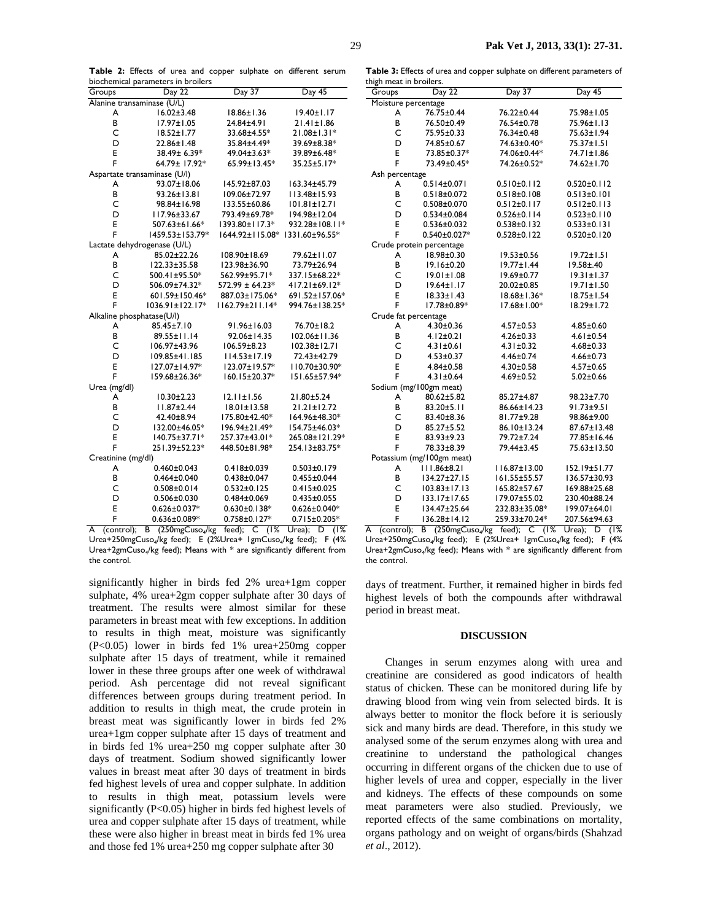**Table 2:** Effects of urea and copper sulphate on different serum biochemical parameters in broilers

| Groups | Day 22 | Day 37 | Day 45 |
|---|---|---|---|
| Alanine transaminase (U/L) | | | |
| A | 16.02±3.48 | 18.86±1.36 | 19.40±1.17 |
| B | 17.97±1.05 | 24.84±4.91 | 21.41±1.86 |
| C | 18.52±1.77 | 33.68±4.55* | 21.08±1.31* |
| D | 22.86±1.48 | 35.84±4.49* | 39.69±8.38* |
| E | 38.49± 6.39* | 49.04±3.63* | 39.89±6.48* |
| F | 64.79± 17.92* | 65.99±13.45* | 35.25±5.17* |
| Aspartate transaminase (U/l) | | | |
| A | 93.07±18.06 | 145.92±87.03 | 163.34±45.79 |
| B | 93.26±13.81 | 109.06±72.97 | 113.48±15.93 |
| C | 98.84±16.98 | 133.55±60.86 | 101.81±12.71 |
| D | 117.96±33.67 | 793.49±69.78* | 194.98±12.04 |
| E | 507.63±61.66* | 1393.80±117.3* | 932.28±108.11* |
| F | 1459.53±153.79* | 1644.92±115.08* | 1331.60±96.55* |
| Lactate dehydrogenase (U/L) | | | |
| A | 85.02±22.26 | 108.90±18.69 | 79.62±11.07 |
| B | 122.33±35.58 | 123.98±36.90 | 73.79±26.94 |
| C | 500.41±95.50* | 562.99±95.71* | 337.15±68.22* |
| D | 506.09±74.32* | 572.99 ± 64.23* | 417.21±69.12* |
| E | 601.59±150.46* | 887.03±175.06* | 691.52±157.06* |
| F | 1036.91±122.17* | 1162.79±211.14* | 994.76±138.25* |
| Alkaline phosphatase(U/l) | | | |
| A | 85.45±7.10 | 91.96±16.03 | 76.70±18.2 |
| B | 89.55±11.14 | 92.06±14.35 | 102.06±11.36 |
| C | 106.97±43.96 | 106.59±8.23 | 102.38±12.71 |
| D | 109.85±41.185 | 114.53±17.19 | 72.43±42.79 |
| E | 127.07±14.97* | 123.07±19.57* | 110.70±30.90* |
| F | 159.68±26.36* | 160.15±20.37* | 151.65±57.94* |
| Urea (mg/dl) | | | |
| A | 10.30±2.23 | 12.11±1.56 | 21.80±5.24 |
| B | 11.87±2.44 | 18.01±13.58 | 21.21±12.72 |
| C | 42.40±8.94 | 175.80±42.40* | 164.96±48.30* |
| D | 132.00±46.05* | 196.94±21.49* | 154.75±46.03* |
| E | 140.75±37.71* | 257.37±43.01* | 265.08±121.29* |
| F | 251.39±52.23* | 448.50±81.98* | 254.13±83.75* |
| Creatinine (mg/dl) | | | |
| A | 0.460±0.043 | 0.418±0.039 | 0.503±0.179 |
| B | 0.464±0.040 | 0.438±0.047 | 0.455±0.044 |
| C | 0.508±0.014 | 0.532±0.125 | 0.415±0.025 |
| D | 0.506±0.030 | 0.484±0.069 | 0.435±0.055 |
| E | 0.626±0.037* | 0.630±0.138* | 0.626±0.040* |
| F | 0.636±0.089* | 0.758±0.127* | 0.715±0.205* |

A (control); B (250mgCuso$_4$/kg feed); C (1% Urea); D (1% Urea+250mgCuso$_4$/kg feed); E (2%Urea+ 1gmCuso$_4$/kg feed); F (4% Urea+2gmCuso$_4$/kg feed); Means with * are significantly different from the control.

**Table 3:** Effects of urea and copper sulphate on different parameters of thigh meat in broilers.

| Groups | Day 22 | Day 37 | Day 45 |
|---|---|---|---|
| Moisture percentage | | | |
| A | 76.75±0.44 | 76.22±0.44 | 75.98±1.05 |
| B | 76.50±0.49 | 76.54±0.78 | 75.96±1.13 |
| C | 75.95±0.33 | 76.34±0.48 | 75.63±1.94 |
| D | 74.85±0.67 | 74.63±0.40* | 75.37±1.51 |
| E | 73.85±0.37* | 74.06±0.44* | 74.71±1.86 |
| F | 73.49±0.45* | 74.26±0.52* | 74.62±1.70 |
| Ash percentage | | | |
| A | 0.514±0.071 | 0.510±0.112 | 0.520±0.112 |
| B | 0.518±0.072 | 0.518±0.108 | 0.513±0.101 |
| C | 0.508±0.070 | 0.512±0.117 | 0.512±0.113 |
| D | 0.534±0.084 | 0.526±0.114 | 0.523±0.110 |
| E | 0.536±0.032 | 0.538±0.132 | 0.533±0.131 |
| F | 0.540±0.027* | 0.528±0.122 | 0.520±0.120 |
| Crude protein percentage | | | |
| A | 18.98±0.30 | 19.53±0.56 | 19.72±1.51 |
| B | 19.16±0.20 | 19.77±1.44 | 19.58±.40 |
| C | 19.01±1.08 | 19.69±0.77 | 19.31±1.37 |
| D | 19.64±1.17 | 20.02±0.85 | 19.71±1.50 |
| E | 18.33±1.43 | 18.68±1.36* | 18.75±1.54 |
| F | 17.78±0.89* | 17.68±1.00* | 18.29±1.72 |
| Crude fat percentage | | | |
| A | 4.30±0.36 | 4.57±0.53 | 4.85±0.60 |
| B | 4.12±0.21 | 4.26±0.33 | 4.61±0.54 |
| C | 4.31±0.61 | 4.31±0.32 | 4.68±0.33 |
| D | 4.53±0.37 | 4.46±0.74 | 4.66±0.73 |
| E | 4.84±0.58 | 4.30±0.58 | 4.57±0.65 |
| F | 4.31±0.64 | 4.69±0.52 | 5.02±0.66 |
| Sodium (mg/100gm meat) | | | |
| A | 80.62±5.82 | 85.27±4.87 | 98.23±7.70 |
| B | 83.20±5.11 | 86.66±14.23 | 91.73±9.51 |
| C | 83.40±8.36 | 81.77±9.28 | 98.86±9.00 |
| D | 85.27±5.52 | 86.10±13.24 | 87.67±13.48 |
| E | 83.93±9.23 | 79.72±7.24 | 77.85±16.46 |
| F | 78.33±8.39 | 79.44±3.45 | 75.63±13.50 |
| Potassium (mg/100gm meat) | | | |
| A | 111.86±8.21 | 116.87±13.00 | 152.19±51.77 |
| B | 134.27±27.15 | 161.55±55.57 | 136.57±30.93 |
| C | 103.83±17.13 | 165.82±57.67 | 169.88±25.68 |
| D | 133.17±17.65 | 179.07±55.02 | 230.40±88.24 |
| E | 134.47±25.64 | 232.83±35.08* | 199.07±64.01 |
| F | 136.28±14.12 | 259.33±70.24* | 207.56±94.63 |

A (control); B (250mgCuso$_4$/kg feed); C (1% Urea); D (1% Urea+250mgCuso$_4$/kg feed); E (2%Urea+ 1gmCuso$_4$/kg feed); F (4% Urea+2gmCuso$_4$/kg feed); Means with * are significantly different from the control.

significantly higher in birds fed 2% urea+1gm copper sulphate, 4% urea+2gm copper sulphate after 30 days of treatment. The results were almost similar for these parameters in breast meat with few exceptions. In addition to results in thigh meat, moisture was significantly ($P<0.05$) lower in birds fed 1% urea+250mg copper sulphate after 15 days of treatment, while it remained lower in these three groups after one week of withdrawal period. Ash percentage did not reveal significant differences between groups during treatment period. In addition to results in thigh meat, the crude protein in breast meat was significantly lower in birds fed 2% urea+1gm copper sulphate after 15 days of treatment and in birds fed 1% urea+250 mg copper sulphate after 30 days of treatment. Sodium showed significantly lower values in breast meat after 30 days of treatment in birds fed highest levels of urea and copper sulphate. In addition to results in thigh meat, potassium levels were significantly ($P<0.05$) higher in birds fed highest levels of urea and copper sulphate after 15 days of treatment, while these were also higher in breast meat in birds fed 1% urea and those fed 1% urea+250 mg copper sulphate after 30 days of treatment. Further, it remained higher in birds fed highest levels of both the compounds after withdrawal period in breast meat.

## DISCUSSION

Changes in serum enzymes along with urea and creatinine are considered as good indicators of health status of chicken. These can be monitored during life by drawing blood from wing vein from selected birds. It is always better to monitor the flock before it is seriously sick and many birds are dead. Therefore, in this study we analysed some of the serum enzymes along with urea and creatinine to understand the pathological changes occurring in different organs of the chicken due to use of higher levels of urea and copper, especially in the liver and kidneys. The effects of these compounds on some meat parameters were also studied. Previously, we reported effects of the same combinations on mortality, organs pathology and on weight of organs/birds (Shahzad *et al*., 2012).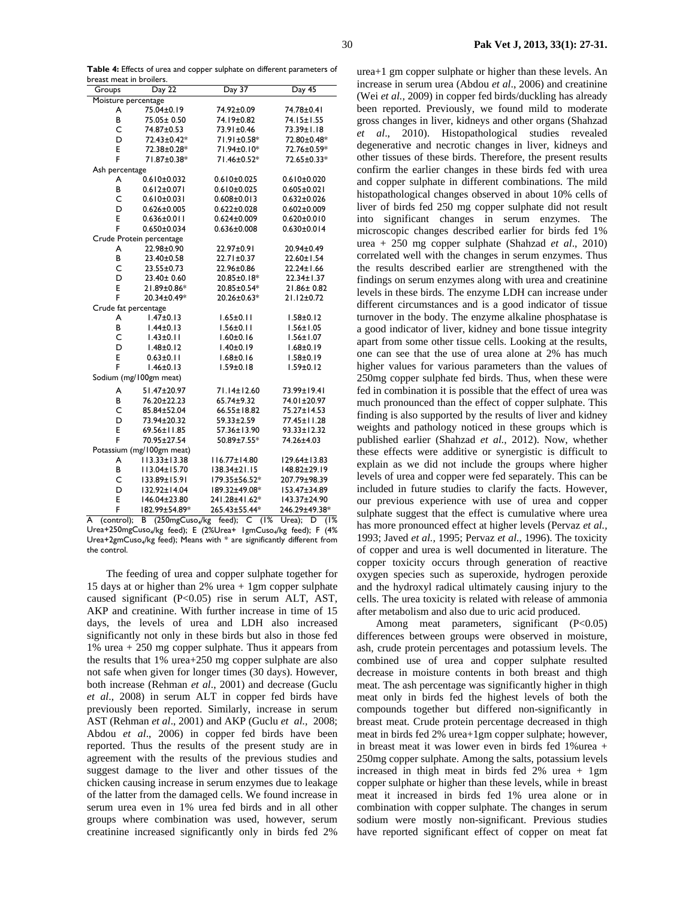**Table 4:** Effects of urea and copper sulphate on different parameters of breast meat in broilers.

| Groups | Day 22 | Day 37 | Day 45 |
|---|---|---|---|
| Moisture percentage | | | |
| A | 75.04±0.19 | 74.92±0.09 | 74.78±0.41 |
| B | 75.05± 0.50 | 74.19±0.82 | 74.15±1.55 |
| C | 74.87±0.53 | 73.91±0.46 | 73.39±1.18 |
| D | 72.43±0.42* | 71.91±0.58* | 72.80±0.48* |
| E | 72.38±0.28* | 71.94±0.10* | 72.76±0.59* |
| F | 71.87±0.38* | 71.46±0.52* | 72.65±0.33* |
| Ash percentage | | | |
| A | 0.610±0.032 | 0.610±0.025 | 0.610±0.020 |
| B | 0.612±0.071 | 0.610±0.025 | 0.605±0.021 |
| C | 0.610±0.031 | 0.608±0.013 | 0.632±0.026 |
| D | 0.626±0.005 | 0.622±0.028 | 0.602±0.009 |
| E | 0.636±0.011 | 0.624±0.009 | 0.620±0.010 |
| F | 0.650±0.034 | 0.636±0.008 | 0.630±0.014 |
| Crude Protein percentage | | | |
| A | 22.98±0.90 | 22.97±0.91 | 20.94±0.49 |
| B | 23.40±0.58 | 22.71±0.37 | 22.60±1.54 |
| C | 23.55±0.73 | 22.96±0.86 | 22.24±1.66 |
| D | 23.40± 0.60 | 20.85±0.18* | 22.34±1.37 |
| E | 21.89±0.86* | 20.85±0.54* | 21.86± 0.82 |
| F | 20.34±0.49* | 20.26±0.63* | 21.12±0.72 |
| Crude fat percentage | | | |
| A | 1.47±0.13 | 1.65±0.11 | 1.58±0.12 |
| B | 1.44±0.13 | 1.56±0.11 | 1.56±1.05 |
| C | 1.43±0.11 | 1.60±0.16 | 1.56±1.07 |
| D | 1.48±0.12 | 1.40±0.19 | 1.68±0.19 |
| E | 0.63±0.11 | 1.68±0.16 | 1.58±0.19 |
| F | 1.46±0.13 | 1.59±0.18 | 1.59±0.12 |
| Sodium (mg/100gm meat) | | | |
| A | 51.47±20.97 | 71.14±12.60 | 73.99±19.41 |
| B | 76.20±22.23 | 65.74±9.32 | 74.01±20.97 |
| C | 85.84±52.04 | 66.55±18.82 | 75.27±14.53 |
| D | 73.94±20.32 | 59.33±2.59 | 77.45±11.28 |
| E | 69.56±11.85 | 57.36±13.90 | 93.33±12.32 |
| F | 70.95±27.54 | 50.89±7.55* | 74.26±4.03 |
| Potassium (mg/100gm meat) | | | |
| A | 113.33±13.38 | 116.77±14.80 | 129.64±13.83 |
| B | 113.04±15.70 | 138.34±21.15 | 148.82±29.19 |
| C | 133.89±15.91 | 179.35±56.52* | 207.79±98.39 |
| D | 132.92±14.04 | 189.32±49.08* | 153.47±34.89 |
| E | 146.04±23.80 | 241.28±41.62* | 143.37±24.90 |
| F | 182.99±54.89* | 265.43±55.44* | 246.29±49.38* |

A (control); B (250mg$CuSO_4$/kg feed); C (1% Urea); D (1% Urea+250mg$CuSO_4$/kg feed); E (2%Urea+ 1gm$CuSO_4$/kg feed); F (4% Urea+2gm$CuSO_4$/kg feed); Means with * are significantly different from the control.

The feeding of urea and copper sulphate together for 15 days at or higher than 2% urea + 1gm copper sulphate caused significant ($P<0.05$) rise in serum ALT, AST, AKP and creatinine. With further increase in time of 15 days, the levels of urea and LDH also increased significantly not only in these birds but also in those fed 1% urea + 250 mg copper sulphate. Thus it appears from the results that 1% urea+250 mg copper sulphate are also not safe when given for longer times (30 days). However, both increase (Rehman *et al*., 2001) and decrease (Guclu *et al*., 2008) in serum ALT in copper fed birds have previously been reported. Similarly, increase in serum AST (Rehman *et al*., 2001) and AKP (Guclu *et al.,* 2008; Abdou *et al*., 2006) in copper fed birds have been reported. Thus the results of the present study are in agreement with the results of the previous studies and suggest damage to the liver and other tissues of the chicken causing increase in serum enzymes due to leakage of the latter from the damaged cells. We found increase in serum urea even in 1% urea fed birds and in all other groups where combination was used, however, serum creatinine increased significantly only in birds fed 2% urea+1 gm copper sulphate or higher than these levels. An increase in serum urea (Abdou *et al*., 2006) and creatinine (Wei *et al.,* 2009) in copper fed birds/duckling has already been reported. Previously, we found mild to moderate gross changes in liver, kidneys and other organs (Shahzad *et al*., 2010). Histopathological studies revealed degenerative and necrotic changes in liver, kidneys and other tissues of these birds. Therefore, the present results confirm the earlier changes in these birds fed with urea and copper sulphate in different combinations. The mild histopathological changes observed in about 10% cells of liver of birds fed 250 mg copper sulphate did not result into significant changes in serum enzymes. The microscopic changes described earlier for birds fed 1% urea + 250 mg copper sulphate (Shahzad *et al*., 2010) correlated well with the changes in serum enzymes. Thus the results described earlier are strengthened with the findings on serum enzymes along with urea and creatinine levels in these birds. The enzyme LDH can increase under different circumstances and is a good indicator of tissue turnover in the body. The enzyme alkaline phosphatase is a good indicator of liver, kidney and bone tissue integrity apart from some other tissue cells. Looking at the results, one can see that the use of urea alone at 2% has much higher values for various parameters than the values of 250mg copper sulphate fed birds. Thus, when these were fed in combination it is possible that the effect of urea was much pronounced than the effect of copper sulphate. This finding is also supported by the results of liver and kidney weights and pathology noticed in these groups which is published earlier (Shahzad *et al*., 2012). Now, whether these effects were additive or synergistic is difficult to explain as we did not include the groups where higher levels of urea and copper were fed separately. This can be included in future studies to clarify the facts. However, our previous experience with use of urea and copper sulphate suggest that the effect is cumulative where urea has more pronounced effect at higher levels (Pervaz *et al.,* 1993; Javed *et al.,* 1995; Pervaz *et al.,* 1996). The toxicity of copper and urea is well documented in literature. The copper toxicity occurs through generation of reactive oxygen species such as superoxide, hydrogen peroxide and the hydroxyl radical ultimately causing injury to the cells. The urea toxicity is related with release of ammonia after metabolism and also due to uric acid produced.

Among meat parameters, significant ($P<0.05$) differences between groups were observed in moisture, ash, crude protein percentages and potassium levels. The combined use of urea and copper sulphate resulted decrease in moisture contents in both breast and thigh meat. The ash percentage was significantly higher in thigh meat only in birds fed the highest levels of both the compounds together but differed non-significantly in breast meat. Crude protein percentage decreased in thigh meat in birds fed 2% urea+1gm copper sulphate; however, in breast meat it was lower even in birds fed 1%urea + 250mg copper sulphate. Among the salts, potassium levels increased in thigh meat in birds fed 2% urea + 1gm copper sulphate or higher than these levels, while in breast meat it increased in birds fed 1% urea alone or in combination with copper sulphate. The changes in serum sodium were mostly non-significant. Previous studies have reported significant effect of copper on meat fat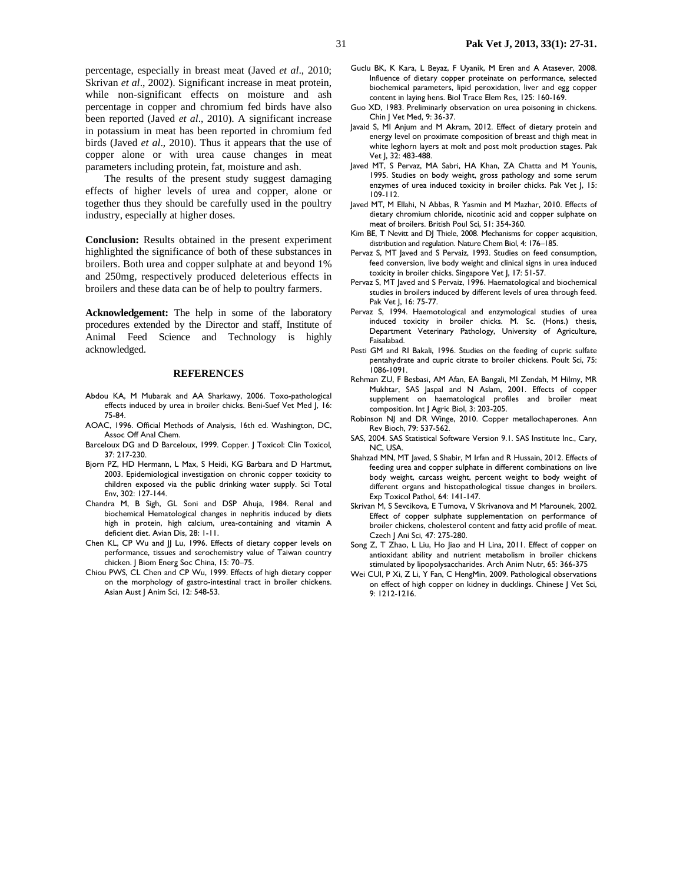percentage, especially in breast meat (Javed *et al*., 2010; Skrivan *et al*., 2002). Significant increase in meat protein, while non-significant effects on moisture and ash percentage in copper and chromium fed birds have also been reported (Javed *et al*., 2010). A significant increase in potassium in meat has been reported in chromium fed birds (Javed *et al*., 2010). Thus it appears that the use of copper alone or with urea cause changes in meat parameters including protein, fat, moisture and ash.

The results of the present study suggest damaging effects of higher levels of urea and copper, alone or together thus they should be carefully used in the poultry industry, especially at higher doses.

**Conclusion:** Results obtained in the present experiment highlighted the significance of both of these substances in broilers. Both urea and copper sulphate at and beyond 1% and 250mg, respectively produced deleterious effects in broilers and these data can be of help to poultry farmers.

**Acknowledgement:** The help in some of the laboratory procedures extended by the Director and staff, Institute of Animal Feed Science and Technology is highly acknowledged.

## REFERENCES

Abdou KA, M Mubarak and AA Sharkawy, 2006. Toxo-pathological effects induced by urea in broiler chicks. Beni-Suef Vet Med J, 16: 75-84.

AOAC, 1996. Official Methods of Analysis, 16th ed. Washington, DC, Assoc Off Anal Chem.

Barceloux DG and D Barceloux, 1999. Copper. J Toxicol: Clin Toxicol, 37: 217-230.

Bjorn PZ, HD Hermann, L Max, S Heidi, KG Barbara and D Hartmut, 2003. Epidemiological investigation on chronic copper toxicity to children exposed via the public drinking water supply. Sci Total Env, 302: 127-144.

Chandra M, B Sigh, GL Soni and DSP Ahuja, 1984. Renal and biochemical Hematological changes in nephritis induced by diets high in protein, high calcium, urea-containing and vitamin A deficient diet. Avian Dis, 28: 1-11.

Chen KL, CP Wu and JJ Lu, 1996. Effects of dietary copper levels on performance, tissues and serochemistry value of Taiwan country chicken. J Biom Energ Soc China, 15: 70–75.

Chiou PWS, CL Chen and CP Wu, 1999. Effects of high dietary copper on the morphology of gastro-intestinal tract in broiler chickens. Asian Aust J Anim Sci, 12: 548-53.

Guclu BK, K Kara, L Beyaz, F Uyanik, M Eren and A Atasever, 2008. Influence of dietary copper proteinate on performance, selected biochemical parameters, lipid peroxidation, liver and egg copper content in laying hens. Biol Trace Elem Res, 125: 160-169.

Guo XD, 1983. Preliminarily observation on urea poisoning in chickens. Chin J Vet Med, 9: 36-37.

Javaid S, MI Anjum and M Akram, 2012. Effect of dietary protein and energy level on proximate composition of breast and thigh meat in white leghorn layers at molt and post molt production stages. Pak Vet J, 32: 483-488.

Javed MT, S Pervaz, MA Sabri, HA Khan, ZA Chatta and M Younis, 1995. Studies on body weight, gross pathology and some serum enzymes of urea induced toxicity in broiler chicks. Pak Vet J, 15: 109-112.

Javed MT, M Ellahi, N Abbas, R Yasmin and M Mazhar, 2010. Effects of dietary chromium chloride, nicotinic acid and copper sulphate on meat of broilers. British Poul Sci, 51: 354-360.

Kim BE, T Nevitt and DJ Thiele, 2008. Mechanisms for copper acquisition, distribution and regulation. Nature Chem Biol, 4: 176–185.

Pervaz S, MT Javed and S Pervaiz, 1993. Studies on feed consumption, feed conversion, live body weight and clinical signs in urea induced toxicity in broiler chicks. Singapore Vet J, 17: 51-57.

Pervaz S, MT Javed and S Pervaiz, 1996. Haematological and biochemical studies in broilers induced by different levels of urea through feed. Pak Vet J, 16: 75-77.

Pervaz S, 1994. Haemotological and enzymological studies of urea induced toxicity in broiler chicks. M. Sc. (Hons.) thesis, Department Veterinary Pathology, University of Agriculture, Faisalabad.

Pesti GM and RI Bakali, 1996. Studies on the feeding of cupric sulfate pentahydrate and cupric citrate to broiler chickens. Poult Sci, 75: 1086-1091.

Rehman ZU, F Besbasi, AM Afan, EA Bangali, MI Zendah, M Hilmy, MR Mukhtar, SAS Jaspal and N Aslam, 2001. Effects of copper supplement on haematological profiles and broiler meat composition. Int J Agric Biol, 3: 203-205.

Robinson NJ and DR Winge, 2010. Copper metallochaperones. Ann Rev Bioch, 79: 537-562.

SAS, 2004. SAS Statistical Software Version 9.1. SAS Institute Inc., Cary, NC, USA.

Shahzad MN, MT Javed, S Shabir, M Irfan and R Hussain, 2012. Effects of feeding urea and copper sulphate in different combinations on live body weight, carcass weight, percent weight to body weight of different organs and histopathological tissue changes in broilers. Exp Toxicol Pathol, 64: 141-147.

Skrivan M, S Sevcikova, E Tumova, V Skrivanova and M Marounek, 2002. Effect of copper sulphate supplementation on performance of broiler chickens, cholesterol content and fatty acid profile of meat. Czech J Ani Sci, 47: 275-280.

Song Z, T Zhao, L Liu, Ho Jiao and H Lina, 2011. Effect of copper on antioxidant ability and nutrient metabolism in broiler chickens stimulated by lipopolysaccharides. Arch Anim Nutr, 65: 366-375

Wei CUI, P Xi, Z Li, Y Fan, C HengMin, 2009. Pathological observations on effect of high copper on kidney in ducklings. Chinese J Vet Sci, 9: 1212-1216.